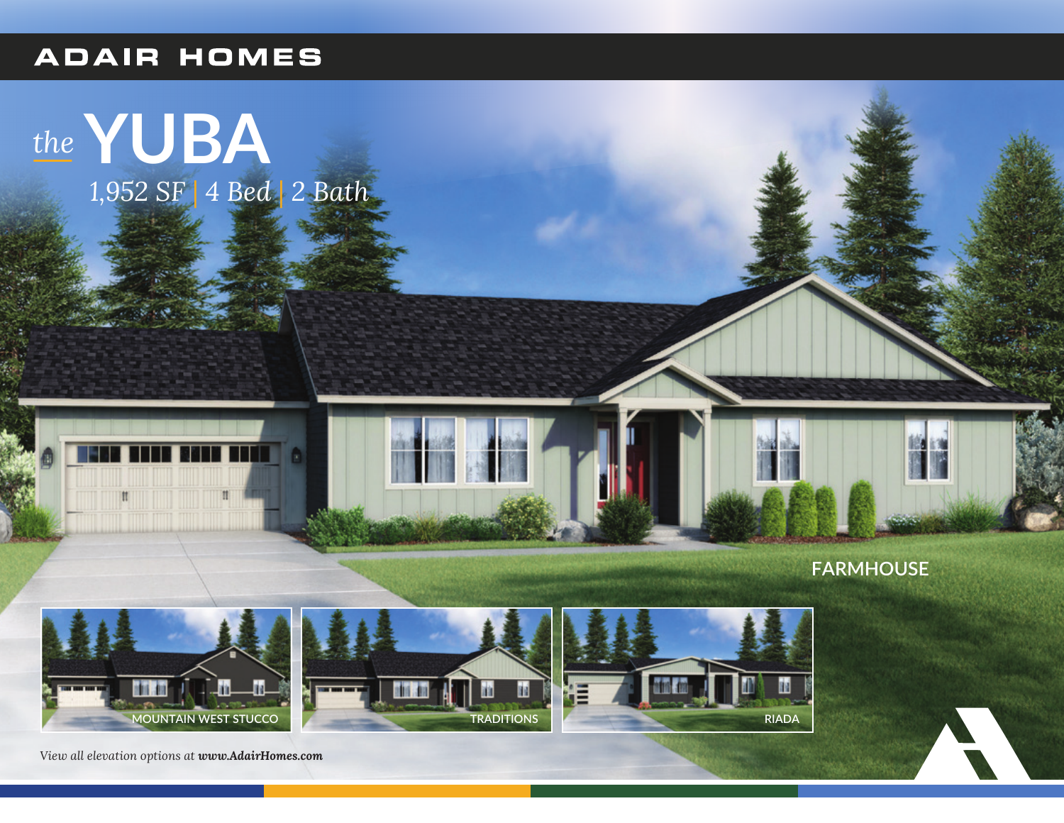ADAIR HOMES

# *the* YUBA

*1,952 SF | 4 Bed | 2 Bath*

FARMHOUSE

MOUNTAIN WEST STUCCO

TRADITIONS

RIADA

*View all elevation options at **www.AdairHomes.com***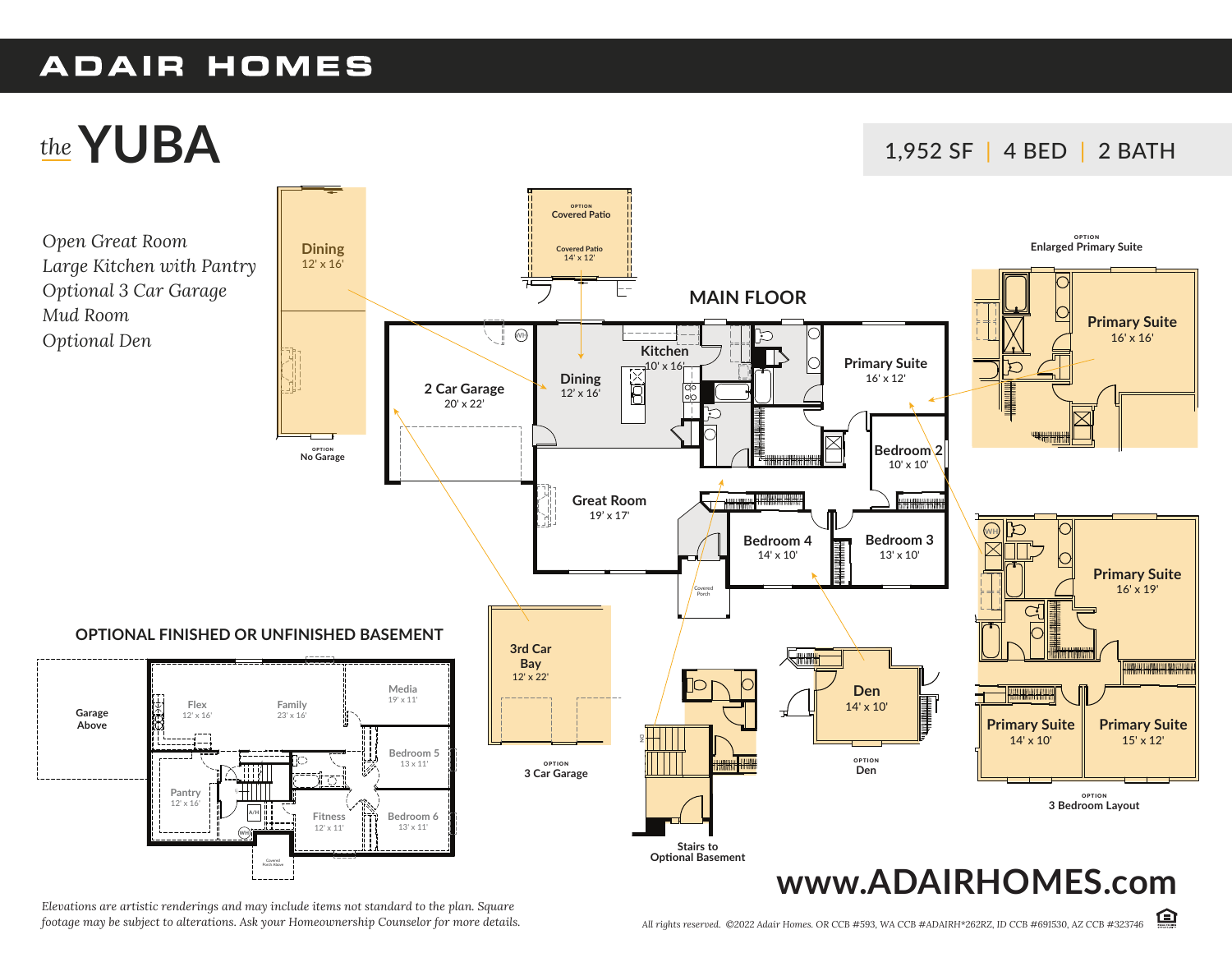# ADAIR HOMES

## the YUBA

1,952 SF | 4 BED | 2 BATH

*Open Great Room*
*Large Kitchen with Pantry*
*Optional 3 Car Garage*
*Mud Room*
*Optional Den*

## MAIN FLOOR

2 Car Garage
20' x 22'

Dining
12' x 16'

Kitchen
10' x 16'

Great Room
19' x 17'

Primary Suite
16' x 12'

Bedroom 2
10' x 10'

Bedroom 3
13' x 10'

Bedroom 4
14' x 10'

Covered Porch

WH

OPTION
Covered Patio

Covered Patio
14' x 12'

Dining
12' x 16'

OPTION
No Garage

OPTION
Enlarged Primary Suite

Primary Suite
16' x 16'

WH

Primary Suite
16' x 19'

Primary Suite
14' x 10'

Primary Suite
15' x 12'

OPTION
3 Bedroom Layout

3rd Car Bay
12' x 22'

OPTION
3 Car Garage

DN

Stairs to Optional Basement

Den
14' x 10'

OPTION
Den

## OPTIONAL FINISHED OR UNFINISHED BASEMENT

Garage Above

Flex
12' x 16'

Family
23' x 16'

Media
19' x 11'

Bedroom 5
13' x 11'

Pantry
12' x 16'

A/H

WH

Fitness
12' x 11'

Bedroom 6
13' x 11'

Covered Porch Above

*Elevations are artistic renderings and may include items not standard to the plan. Square footage may be subject to alterations. Ask your Homeownership Counselor for more details.*

**www.ADAIRHOMES.com**

*All rights reserved. ©2022 Adair Homes. OR CCB #593, WA CCB #ADAIRH*262RZ, ID CCB #691530, AZ CCB #323746*